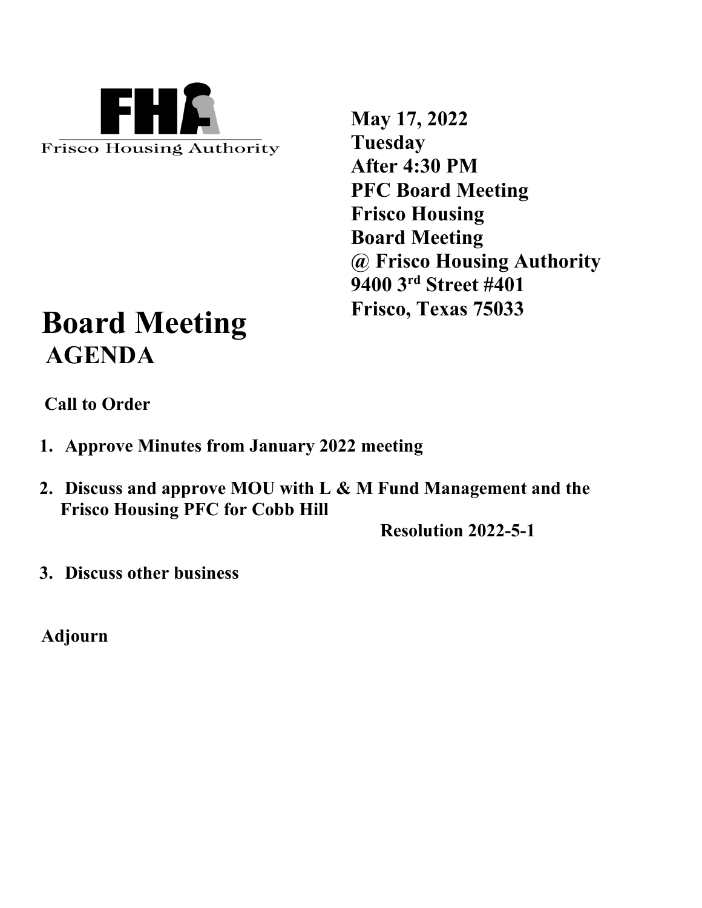FHA
Frisco Housing Authority

**May 17, 2022**
**Tuesday**
**After 4:30 PM**
**PFC Board Meeting**
**Frisco Housing**
**Board Meeting**
**@ Frisco Housing Authority**
**9400 3rd Street #401**
**Frisco, Texas 75033**

# Board Meeting

## AGENDA

**Call to Order**

1. **Approve Minutes from January 2022 meeting**

2. **Discuss and approve MOU with L & M Fund Management and the Frisco Housing PFC for Cobb Hill**

   **Resolution 2022-5-1**

3. **Discuss other business**

**Adjourn**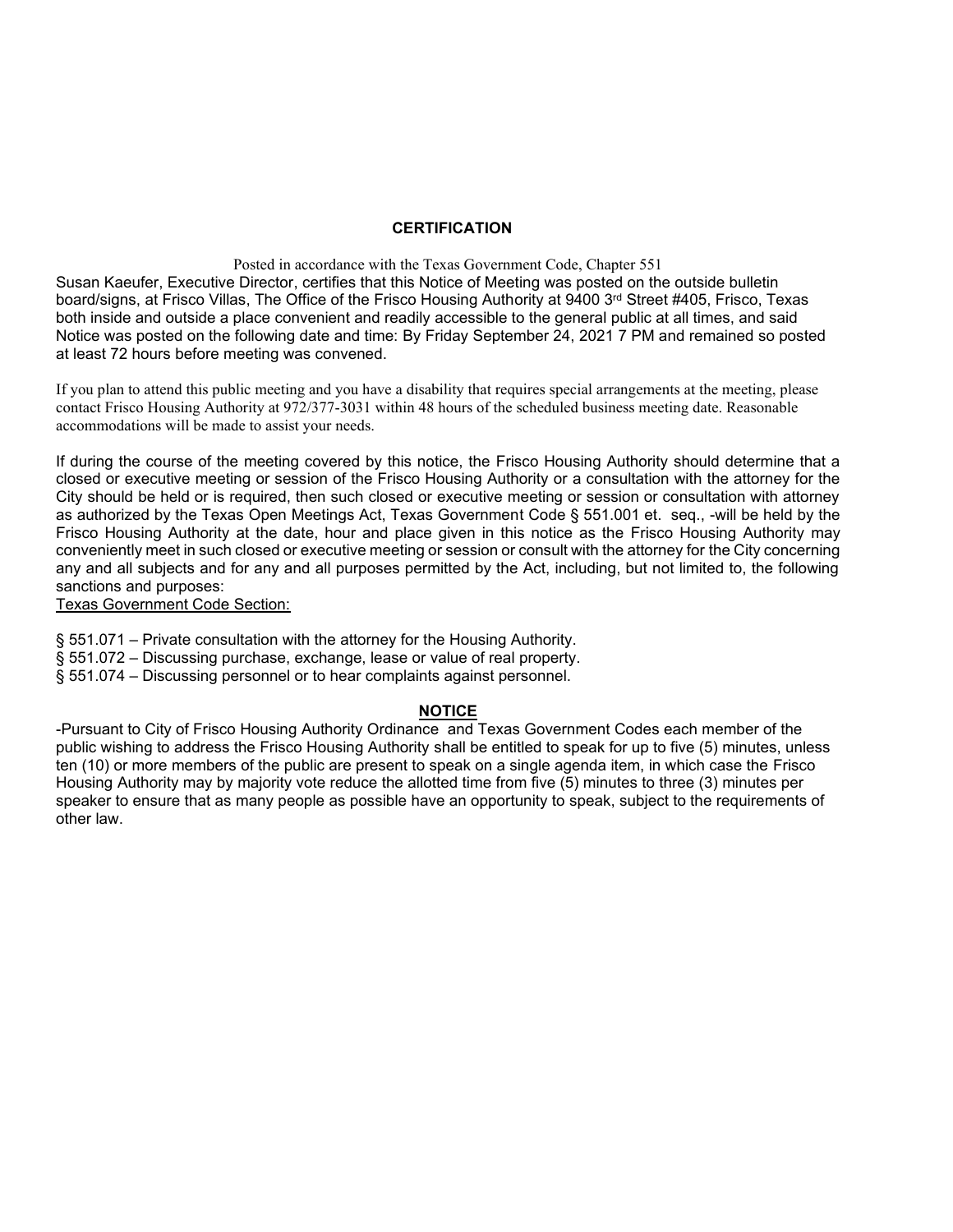## CERTIFICATION

Posted in accordance with the Texas Government Code, Chapter 551

Susan Kaeufer, Executive Director, certifies that this Notice of Meeting was posted on the outside bulletin board/signs, at Frisco Villas, The Office of the Frisco Housing Authority at 9400 3rd Street #405, Frisco, Texas both inside and outside a place convenient and readily accessible to the general public at all times, and said Notice was posted on the following date and time: By Friday September 24, 2021 7 PM and remained so posted at least 72 hours before meeting was convened.

If you plan to attend this public meeting and you have a disability that requires special arrangements at the meeting, please contact Frisco Housing Authority at 972/377-3031 within 48 hours of the scheduled business meeting date. Reasonable accommodations will be made to assist your needs.

If during the course of the meeting covered by this notice, the Frisco Housing Authority should determine that a closed or executive meeting or session of the Frisco Housing Authority or a consultation with the attorney for the City should be held or is required, then such closed or executive meeting or session or consultation with attorney as authorized by the Texas Open Meetings Act, Texas Government Code § 551.001 et. seq., -will be held by the Frisco Housing Authority at the date, hour and place given in this notice as the Frisco Housing Authority may conveniently meet in such closed or executive meeting or session or consult with the attorney for the City concerning any and all subjects and for any and all purposes permitted by the Act, including, but not limited to, the following sanctions and purposes:

Texas Government Code Section:

§ 551.071 – Private consultation with the attorney for the Housing Authority.
§ 551.072 – Discussing purchase, exchange, lease or value of real property.
§ 551.074 – Discussing personnel or to hear complaints against personnel.

## NOTICE

-Pursuant to City of Frisco Housing Authority Ordinance and Texas Government Codes each member of the public wishing to address the Frisco Housing Authority shall be entitled to speak for up to five (5) minutes, unless ten (10) or more members of the public are present to speak on a single agenda item, in which case the Frisco Housing Authority may by majority vote reduce the allotted time from five (5) minutes to three (3) minutes per speaker to ensure that as many people as possible have an opportunity to speak, subject to the requirements of other law.